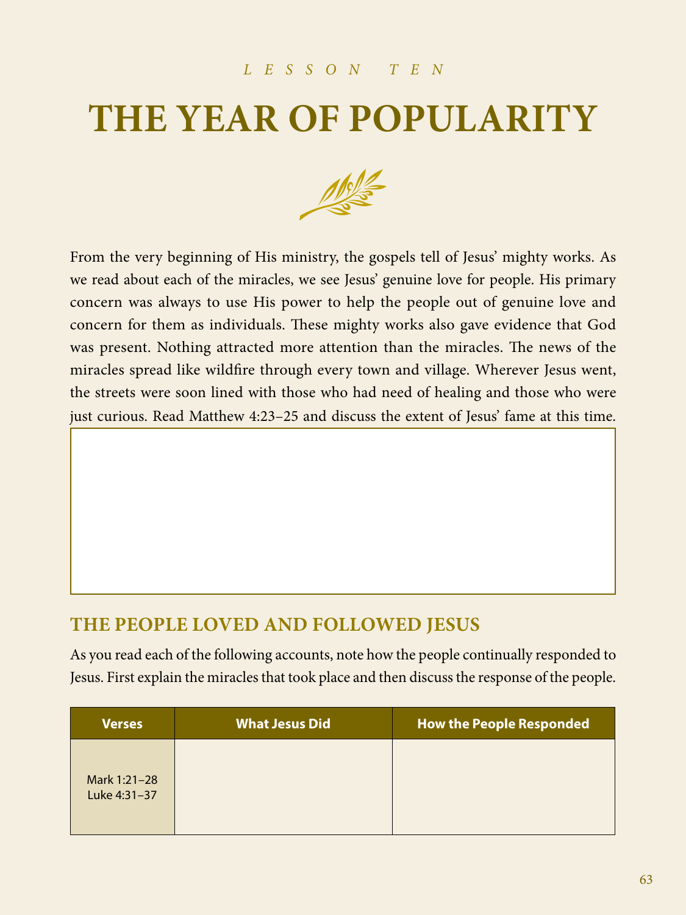*LESSON TEN*

# THE YEAR OF POPULARITY

From the very beginning of His ministry, the gospels tell of Jesus' mighty works. As we read about each of the miracles, we see Jesus' genuine love for people. His primary concern was always to use His power to help the people out of genuine love and concern for them as individuals. These mighty works also gave evidence that God was present. Nothing attracted more attention than the miracles. The news of the miracles spread like wildfire through every town and village. Wherever Jesus went, the streets were soon lined with those who had need of healing and those who were just curious. Read Matthew 4:23–25 and discuss the extent of Jesus' fame at this time.

## THE PEOPLE LOVED AND FOLLOWED JESUS

As you read each of the following accounts, note how the people continually responded to Jesus. First explain the miracles that took place and then discuss the response of the people.

| Verses | What Jesus Did | How the People Responded |
|---|---|---|
| Mark 1:21–28<br>Luke 4:31–37 | | |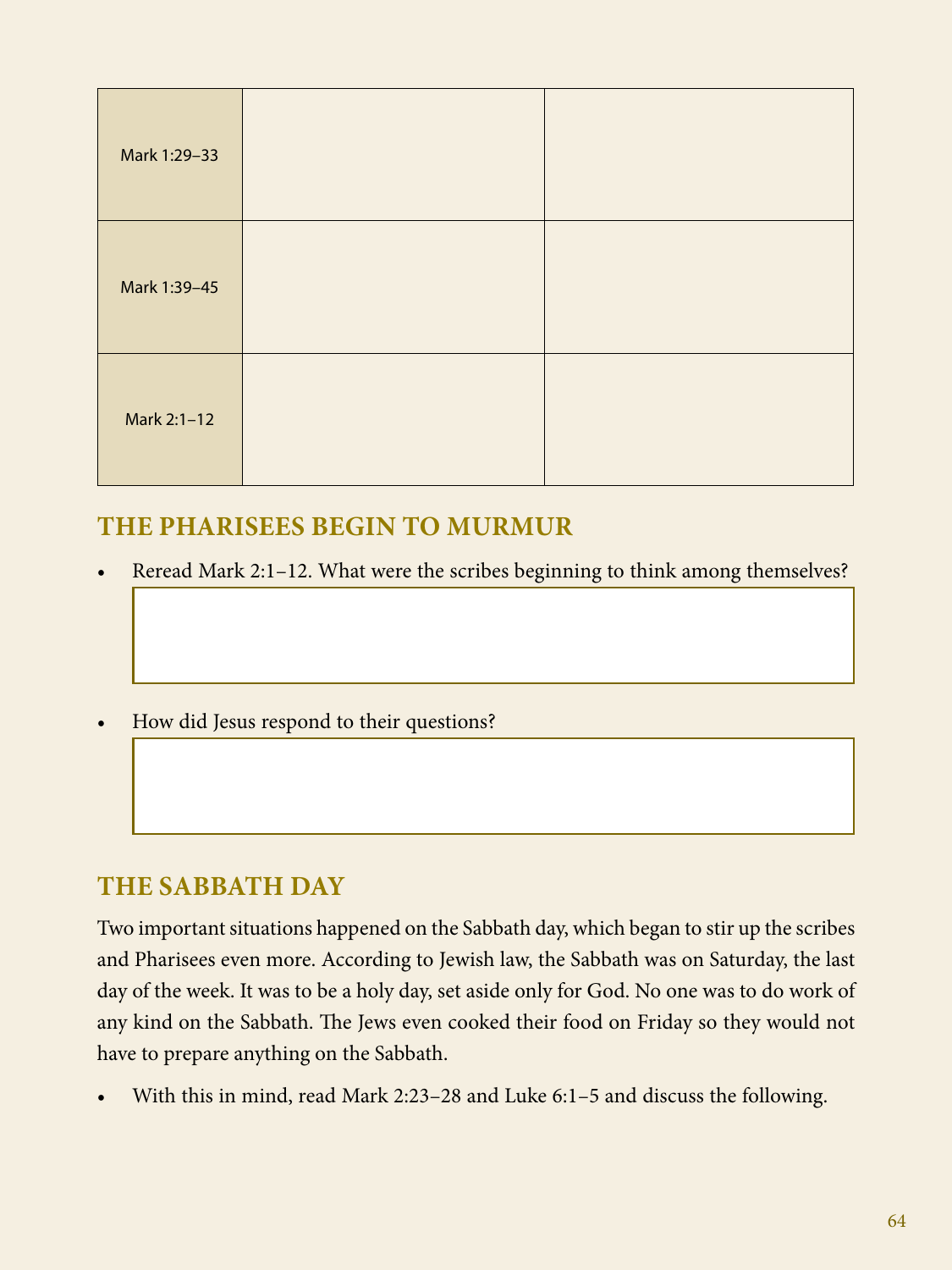| | | |
|---|---|---|
| Mark 1:29–33 | | |
| Mark 1:39–45 | | |
| Mark 2:1–12 | | |

## THE PHARISEES BEGIN TO MURMUR

- Reread Mark 2:1–12. What were the scribes beginning to think among themselves?

- How did Jesus respond to their questions?

## THE SABBATH DAY

Two important situations happened on the Sabbath day, which began to stir up the scribes and Pharisees even more. According to Jewish law, the Sabbath was on Saturday, the last day of the week. It was to be a holy day, set aside only for God. No one was to do work of any kind on the Sabbath. The Jews even cooked their food on Friday so they would not have to prepare anything on the Sabbath.

- With this in mind, read Mark 2:23–28 and Luke 6:1–5 and discuss the following.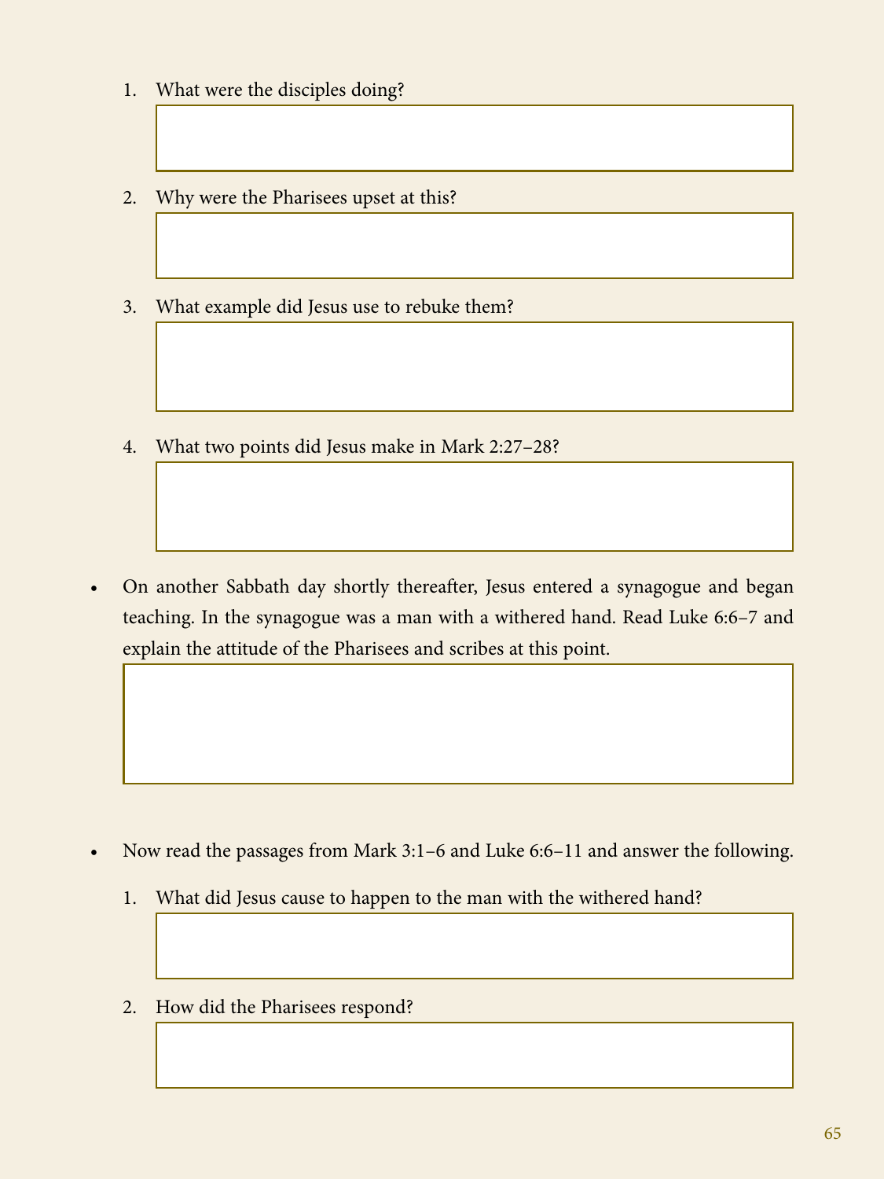1. What were the disciples doing?

2. Why were the Pharisees upset at this?

3. What example did Jesus use to rebuke them?

4. What two points did Jesus make in Mark 2:27–28?

- On another Sabbath day shortly thereafter, Jesus entered a synagogue and began teaching. In the synagogue was a man with a withered hand. Read Luke 6:6–7 and explain the attitude of the Pharisees and scribes at this point.

- Now read the passages from Mark 3:1–6 and Luke 6:6–11 and answer the following.

  1. What did Jesus cause to happen to the man with the withered hand?

  2. How did the Pharisees respond?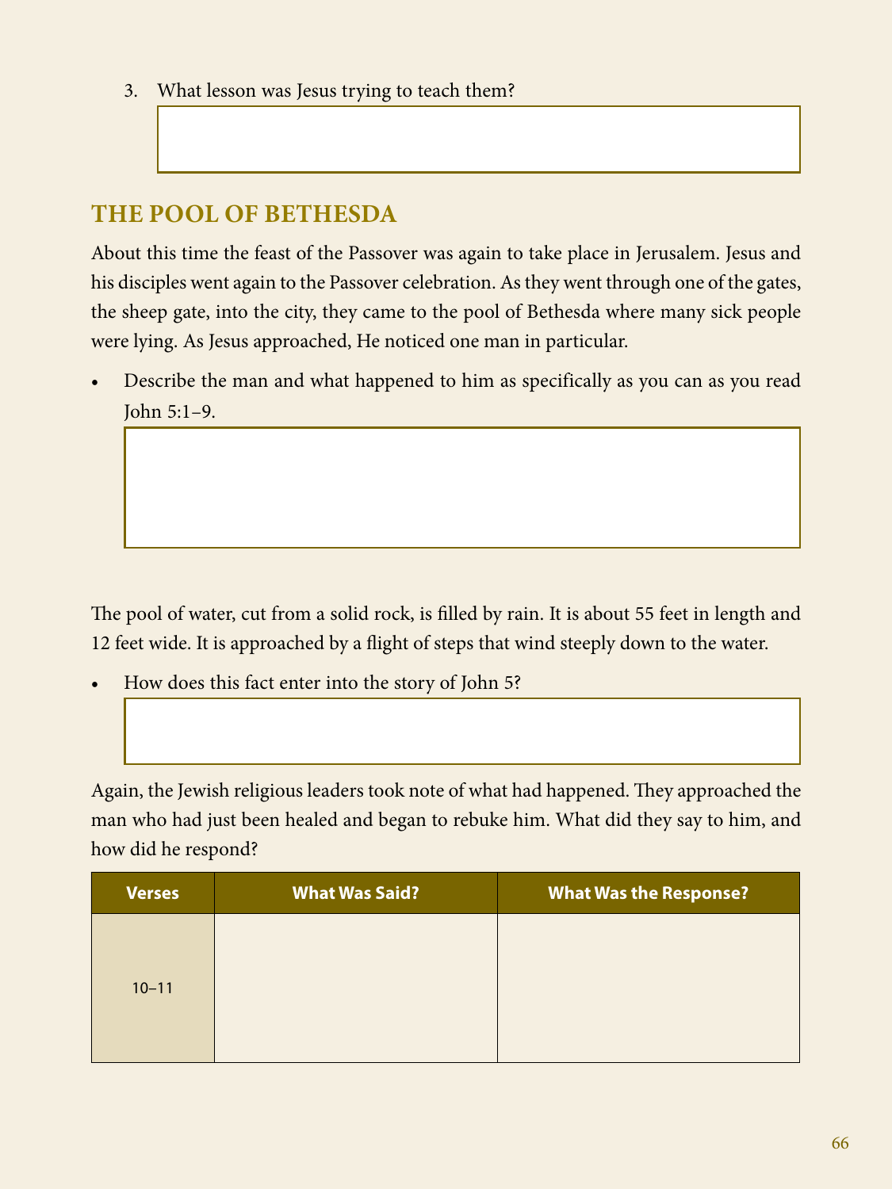3. What lesson was Jesus trying to teach them?

## THE POOL OF BETHESDA

About this time the feast of the Passover was again to take place in Jerusalem. Jesus and his disciples went again to the Passover celebration. As they went through one of the gates, the sheep gate, into the city, they came to the pool of Bethesda where many sick people were lying. As Jesus approached, He noticed one man in particular.

- Describe the man and what happened to him as specifically as you can as you read John 5:1–9.

The pool of water, cut from a solid rock, is filled by rain. It is about 55 feet in length and 12 feet wide. It is approached by a flight of steps that wind steeply down to the water.

- How does this fact enter into the story of John 5?

Again, the Jewish religious leaders took note of what had happened. They approached the man who had just been healed and began to rebuke him. What did they say to him, and how did he respond?

| Verses | What Was Said? | What Was the Response? |
| --- | --- | --- |
| 10–11 | | |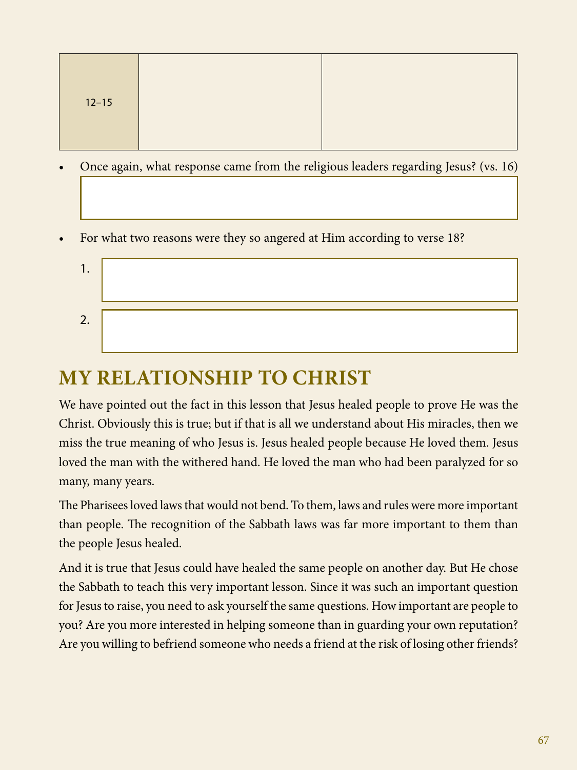| 12–15 | | |
|---|---|---|

- Once again, what response came from the religious leaders regarding Jesus? (vs. 16)

| |
|---|

- For what two reasons were they so angered at Him according to verse 18?

1. 
2. 

## MY RELATIONSHIP TO CHRIST

We have pointed out the fact in this lesson that Jesus healed people to prove He was the Christ. Obviously this is true; but if that is all we understand about His miracles, then we miss the true meaning of who Jesus is. Jesus healed people because He loved them. Jesus loved the man with the withered hand. He loved the man who had been paralyzed for so many, many years.

The Pharisees loved laws that would not bend. To them, laws and rules were more important than people. The recognition of the Sabbath laws was far more important to them than the people Jesus healed.

And it is true that Jesus could have healed the same people on another day. But He chose the Sabbath to teach this very important lesson. Since it was such an important question for Jesus to raise, you need to ask yourself the same questions. How important are people to you? Are you more interested in helping someone than in guarding your own reputation? Are you willing to befriend someone who needs a friend at the risk of losing other friends?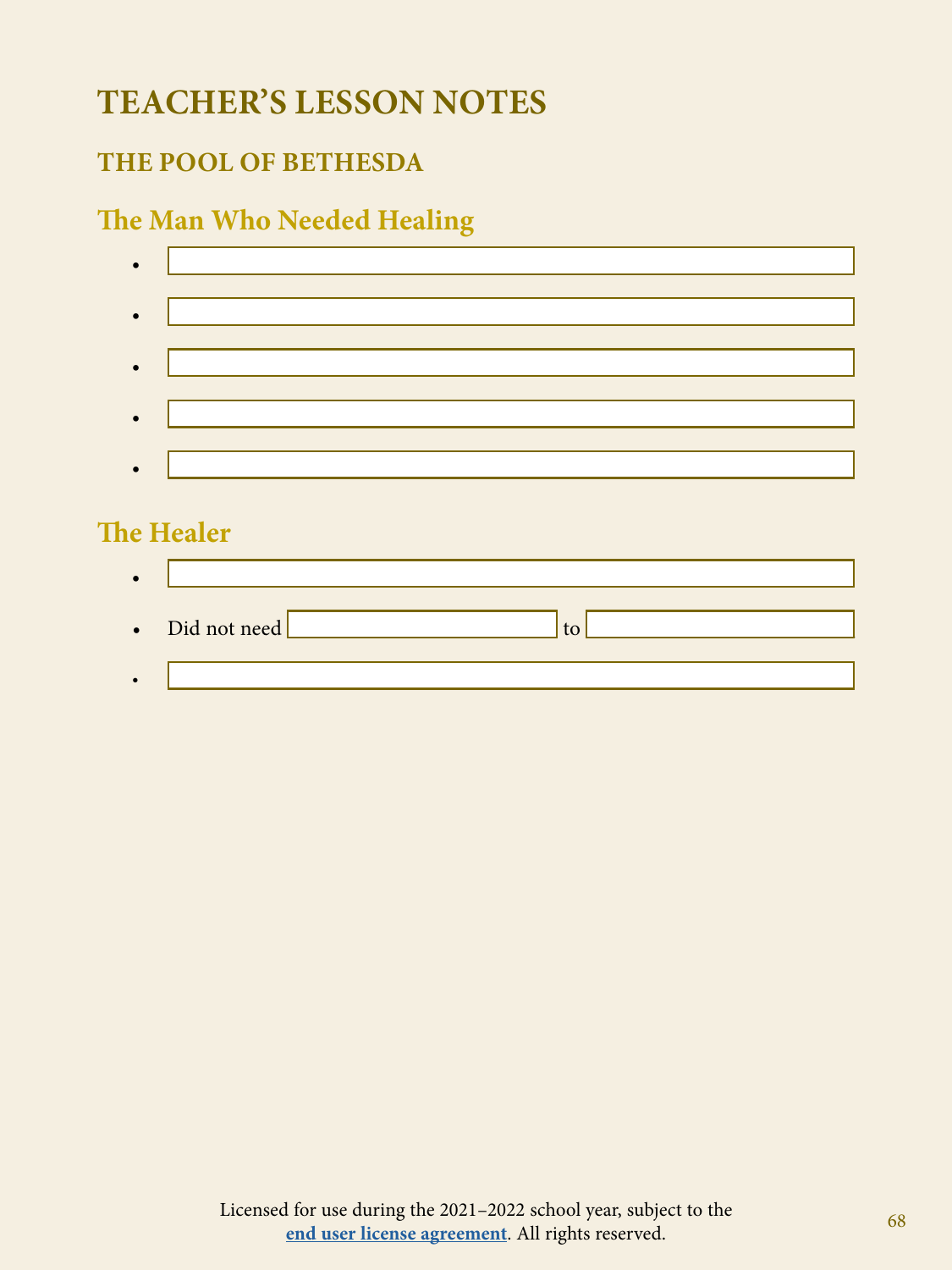# TEACHER'S LESSON NOTES

## THE POOL OF BETHESDA

### The Man Who Needed Healing

- 
- 
- 
- 
- 

### The Healer

- 
- Did not need ______ to ______
- 

Licensed for use during the 2021–2022 school year, subject to the end user license agreement. All rights reserved.